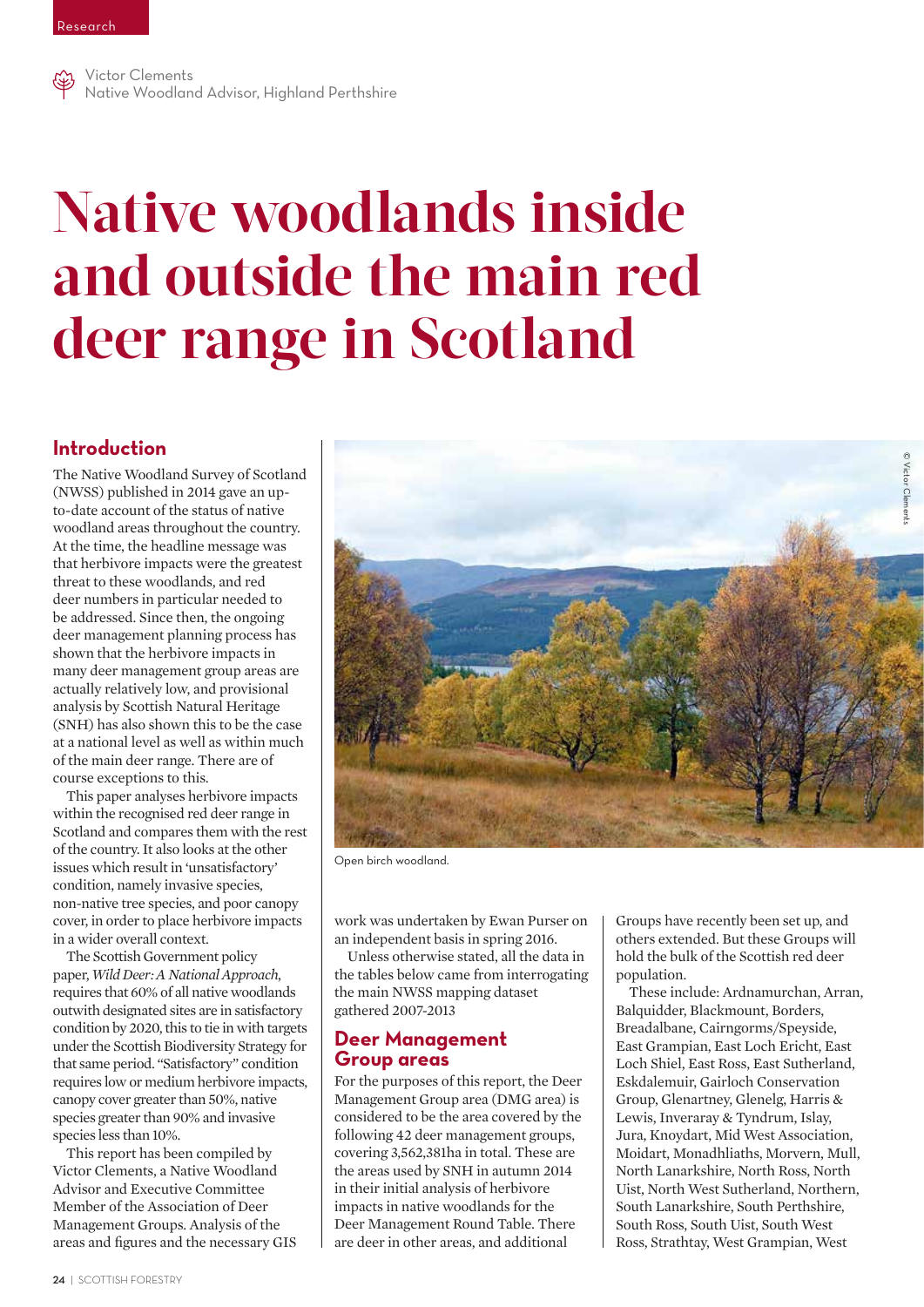Research

Victor Clements
Native Woodland Advisor, Highland Perthshire

# Native woodlands inside and outside the main red deer range in Scotland

## Introduction

The Native Woodland Survey of Scotland (NWSS) published in 2014 gave an up-to-date account of the status of native woodland areas throughout the country. At the time, the headline message was that herbivore impacts were the greatest threat to these woodlands, and red deer numbers in particular needed to be addressed. Since then, the ongoing deer management planning process has shown that the herbivore impacts in many deer management group areas are actually relatively low, and provisional analysis by Scottish Natural Heritage (SNH) has also shown this to be the case at a national level as well as within much of the main deer range. There are of course exceptions to this.

This paper analyses herbivore impacts within the recognised red deer range in Scotland and compares them with the rest of the country. It also looks at the other issues which result in 'unsatisfactory' condition, namely invasive species, non-native tree species, and poor canopy cover, in order to place herbivore impacts in a wider overall context.

The Scottish Government policy paper, *Wild Deer: A National Approach*, requires that 60% of all native woodlands outwith designated sites are in satisfactory condition by 2020, this to tie in with targets under the Scottish Biodiversity Strategy for that same period. "Satisfactory" condition requires low or medium herbivore impacts, canopy cover greater than 50%, native species greater than 90% and invasive species less than 10%.

This report has been compiled by Victor Clements, a Native Woodland Advisor and Executive Committee Member of the Association of Deer Management Groups. Analysis of the areas and figures and the necessary GIS work was undertaken by Ewan Purser on an independent basis in spring 2016.

Unless otherwise stated, all the data in the tables below came from interrogating the main NWSS mapping dataset gathered 2007-2013

© Victor Clements

Open birch woodland.

## Deer Management Group areas

For the purposes of this report, the Deer Management Group area (DMG area) is considered to be the area covered by the following 42 deer management groups, covering 3,562,381ha in total. These are the areas used by SNH in autumn 2014 in their initial analysis of herbivore impacts in native woodlands for the Deer Management Round Table. There are deer in other areas, and additional Groups have recently been set up, and others extended. But these Groups will hold the bulk of the Scottish red deer population.

These include: Ardnamurchan, Arran, Balquidder, Blackmount, Borders, Breadalbane, Cairngorms/Speyside, East Grampian, East Loch Ericht, East Loch Shiel, East Ross, East Sutherland, Eskdalemuir, Gairloch Conservation Group, Glenartney, Glenelg, Harris & Lewis, Inveraray & Tyndrum, Islay, Jura, Knoydart, Mid West Association, Moidart, Monadhliaths, Morvern, Mull, North Lanarkshire, North Ross, North Uist, North West Sutherland, Northern, South Lanarkshire, South Perthshire, South Ross, South Uist, South West Ross, Strathtay, West Grampian, West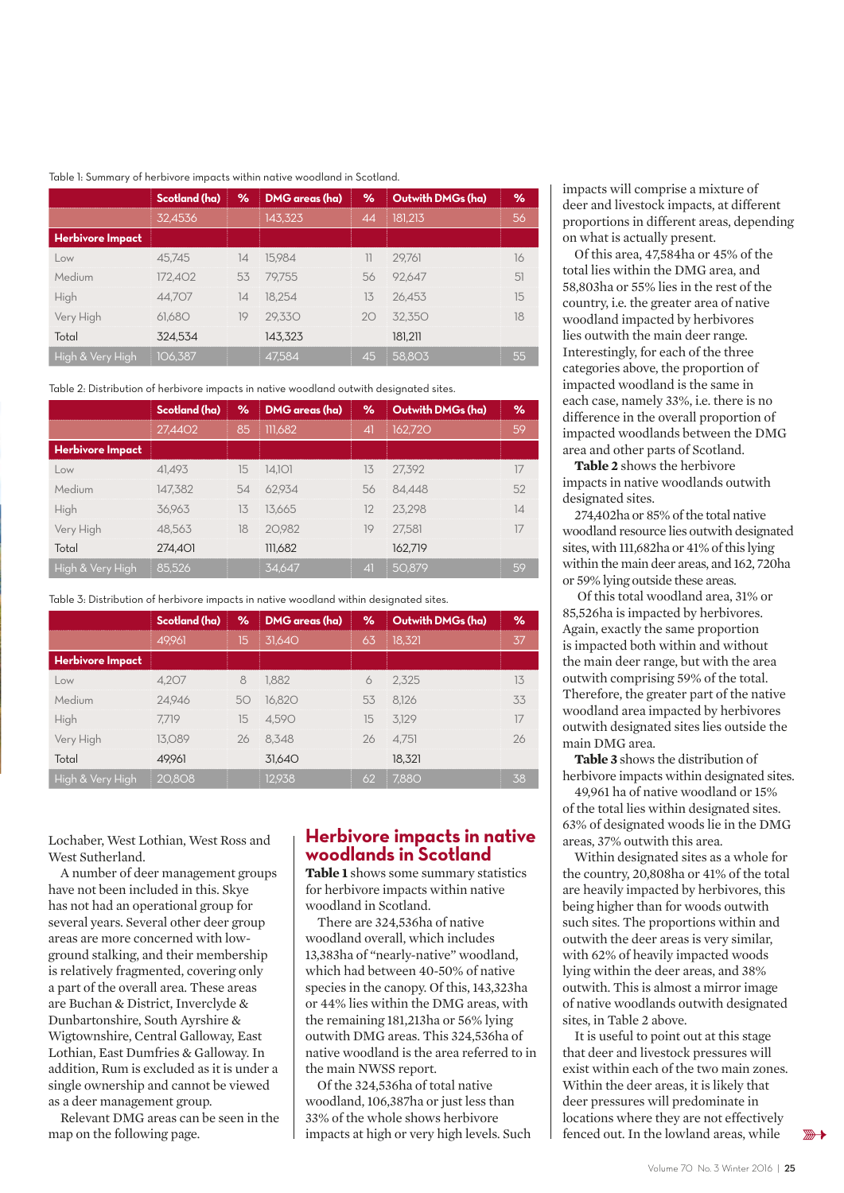Table 1: Summary of herbivore impacts within native woodland in Scotland.

| | Scotland (ha) | % | DMG areas (ha) | % | Outwith DMGs (ha) | % |
|---|---|---|---|---|---|---|
| | 32,4536 | | 143,323 | 44 | 181,213 | 56 |
| **Herbivore Impact** | | | | | | |
| Low | 45,745 | 14 | 15,984 | 11 | 29,761 | 16 |
| Medium | 172,402 | 53 | 79,755 | 56 | 92,647 | 51 |
| High | 44,707 | 14 | 18,254 | 13 | 26,453 | 15 |
| Very High | 61,680 | 19 | 29,330 | 20 | 32,350 | 18 |
| Total | 324,534 | | 143,323 | | 181,211 | |
| High & Very High | 106,387 | | 47,584 | 45 | 58,803 | 55 |

Table 2: Distribution of herbivore impacts in native woodland outwith designated sites.

| | Scotland (ha) | % | DMG areas (ha) | % | Outwith DMGs (ha) | % |
|---|---|---|---|---|---|---|
| | 27,4402 | 85 | 111,682 | 41 | 162,720 | 59 |
| **Herbivore Impact** | | | | | | |
| Low | 41,493 | 15 | 14,101 | 13 | 27,392 | 17 |
| Medium | 147,382 | 54 | 62,934 | 56 | 84,448 | 52 |
| High | 36,963 | 13 | 13,665 | 12 | 23,298 | 14 |
| Very High | 48,563 | 18 | 20,982 | 19 | 27,581 | 17 |
| Total | 274,401 | | 111,682 | | 162,719 | |
| High & Very High | 85,526 | | 34,647 | 41 | 50,879 | 59 |

Table 3: Distribution of herbivore impacts in native woodland within designated sites.

| | Scotland (ha) | % | DMG areas (ha) | % | Outwith DMGs (ha) | % |
|---|---|---|---|---|---|---|
| | 49,961 | 15 | 31,640 | 63 | 18,321 | 37 |
| **Herbivore Impact** | | | | | | |
| Low | 4,207 | 8 | 1,882 | 6 | 2,325 | 13 |
| Medium | 24,946 | 50 | 16,820 | 53 | 8,126 | 33 |
| High | 7,719 | 15 | 4,590 | 15 | 3,129 | 17 |
| Very High | 13,089 | 26 | 8,348 | 26 | 4,751 | 26 |
| Total | 49,961 | | 31,640 | | 18,321 | |
| High & Very High | 20,808 | | 12,938 | 62 | 7,880 | 38 |

Lochaber, West Lothian, West Ross and West Sutherland.

A number of deer management groups have not been included in this. Skye has not had an operational group for several years. Several other deer group areas are more concerned with low-ground stalking, and their membership is relatively fragmented, covering only a part of the overall area. These areas are Buchan & District, Inverclyde & Dunbartonshire, South Ayrshire & Wigtownshire, Central Galloway, East Lothian, East Dumfries & Galloway. In addition, Rum is excluded as it is under a single ownership and cannot be viewed as a deer management group.

Relevant DMG areas can be seen in the map on the following page.

## Herbivore impacts in native woodlands in Scotland

**Table 1** shows some summary statistics for herbivore impacts within native woodland in Scotland.

There are 324,536ha of native woodland overall, which includes 13,383ha of "nearly-native" woodland, which had between 40-50% of native species in the canopy. Of this, 143,323ha or 44% lies within the DMG areas, with the remaining 181,213ha or 56% lying outwith DMG areas. This 324,536ha of native woodland is the area referred to in the main NWSS report.

Of the 324,536ha of total native woodland, 106,387ha or just less than 33% of the whole shows herbivore impacts at high or very high levels. Such impacts will comprise a mixture of deer and livestock impacts, at different proportions in different areas, depending on what is actually present.

Of this area, 47,584ha or 45% of the total lies within the DMG area, and 58,803ha or 55% lies in the rest of the country, i.e. the greater area of native woodland impacted by herbivores lies outwith the main deer range. Interestingly, for each of the three categories above, the proportion of impacted woodland is the same in each case, namely 33%, i.e. there is no difference in the overall proportion of impacted woodlands between the DMG area and other parts of Scotland.

**Table 2** shows the herbivore impacts in native woodlands outwith designated sites.

274,402ha or 85% of the total native woodland resource lies outwith designated sites, with 111,682ha or 41% of this lying within the main deer areas, and 162, 720ha or 59% lying outside these areas.

Of this total woodland area, 31% or 85,526ha is impacted by herbivores. Again, exactly the same proportion is impacted both within and without the main deer range, but with the area outwith comprising 59% of the total. Therefore, the greater part of the native woodland area impacted by herbivores outwith designated sites lies outside the main DMG area.

**Table 3** shows the distribution of herbivore impacts within designated sites.

49,961 ha of native woodland or 15% of the total lies within designated sites. 63% of designated woods lie in the DMG areas, 37% outwith this area.

Within designated sites as a whole for the country, 20,808ha or 41% of the total are heavily impacted by herbivores, this being higher than for woods outwith such sites. The proportions within and outwith the deer areas is very similar, with 62% of heavily impacted woods lying within the deer areas, and 38% outwith. This is almost a mirror image of native woodlands outwith designated sites, in Table 2 above.

It is useful to point out at this stage that deer and livestock pressures will exist within each of the two main zones. Within the deer areas, it is likely that deer pressures will predominate in locations where they are not effectively fenced out. In the lowland areas, while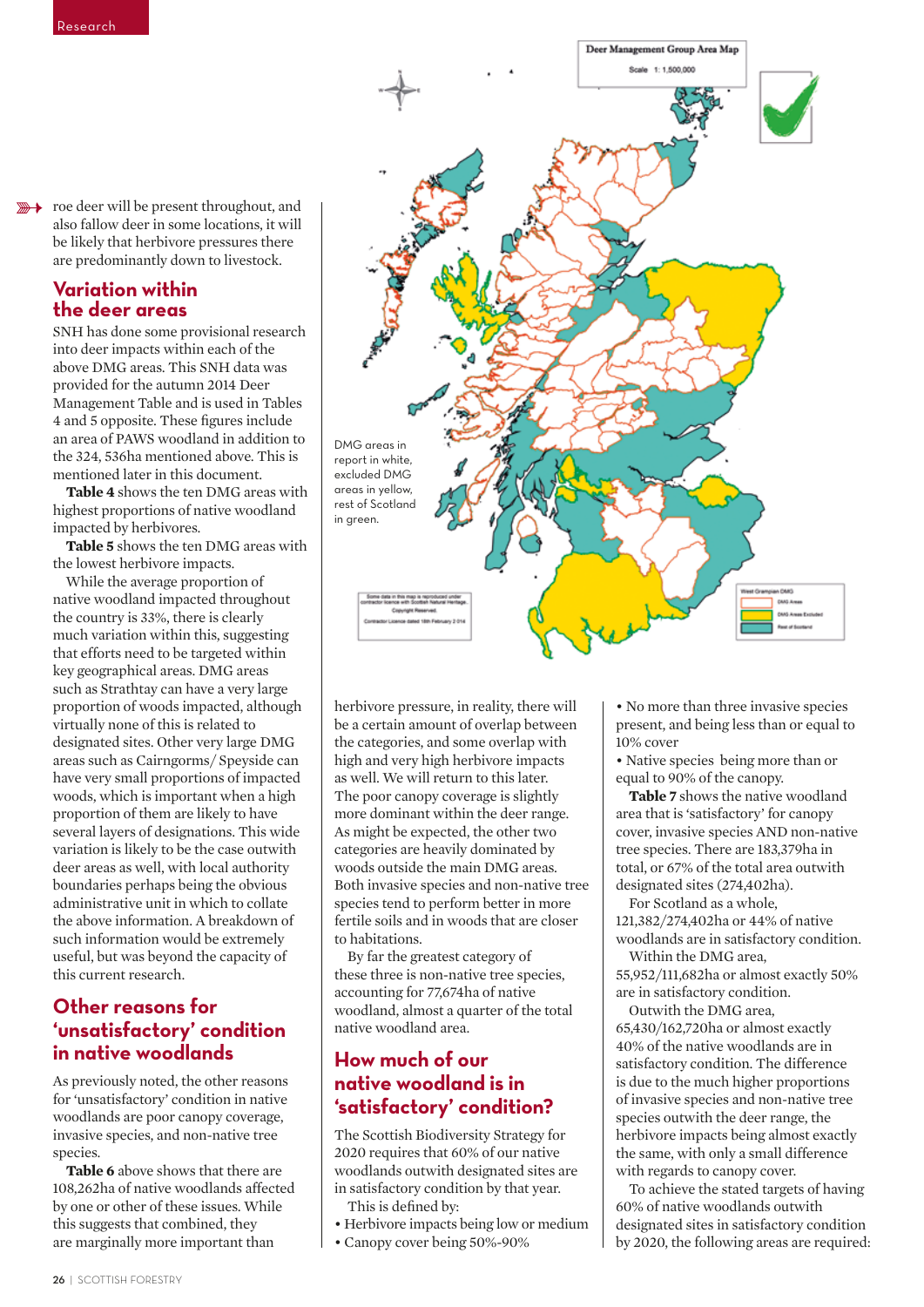roe deer will be present throughout, and also fallow deer in some locations, it will be likely that herbivore pressures there are predominantly down to livestock.

## Variation within the deer areas

SNH has done some provisional research into deer impacts within each of the above DMG areas. This SNH data was provided for the autumn 2014 Deer Management Table and is used in Tables 4 and 5 opposite. These figures include an area of PAWS woodland in addition to the 324, 536ha mentioned above. This is mentioned later in this document.

**Table 4** shows the ten DMG areas with highest proportions of native woodland impacted by herbivores.

**Table 5** shows the ten DMG areas with the lowest herbivore impacts.

While the average proportion of native woodland impacted throughout the country is 33%, there is clearly much variation within this, suggesting that efforts need to be targeted within key geographical areas. DMG areas such as Strathtay can have a very large proportion of woods impacted, although virtually none of this is related to designated sites. Other very large DMG areas such as Cairngorms/ Speyside can have very small proportions of impacted woods, which is important when a high proportion of them are likely to have several layers of designations. This wide variation is likely to be the case outwith deer areas as well, with local authority boundaries perhaps being the obvious administrative unit in which to collate the above information. A breakdown of such information would be extremely useful, but was beyond the capacity of this current research.

## Other reasons for 'unsatisfactory' condition in native woodlands

As previously noted, the other reasons for 'unsatisfactory' condition in native woodlands are poor canopy coverage, invasive species, and non-native tree species.

**Table 6** above shows that there are 108,262ha of native woodlands affected by one or other of these issues. While this suggests that combined, they are marginally more important than herbivore pressure, in reality, there will be a certain amount of overlap between the categories, and some overlap with high and very high herbivore impacts as well. We will return to this later. The poor canopy coverage is slightly more dominant within the deer range. As might be expected, the other two categories are heavily dominated by woods outside the main DMG areas. Both invasive species and non-native tree species tend to perform better in more fertile soils and in woods that are closer to habitations.

By far the greatest category of these three is non-native tree species, accounting for 77,674ha of native woodland, almost a quarter of the total native woodland area.

DMG areas in report in white, excluded DMG areas in yellow, rest of Scotland in green.

## How much of our native woodland is in 'satisfactory' condition?

The Scottish Biodiversity Strategy for 2020 requires that 60% of our native woodlands outwith designated sites are in satisfactory condition by that year.

This is defined by:

- Herbivore impacts being low or medium
- Canopy cover being 50%-90%
- No more than three invasive species present, and being less than or equal to 10% cover
- Native species being more than or equal to 90% of the canopy.

**Table 7** shows the native woodland area that is 'satisfactory' for canopy cover, invasive species AND non-native tree species. There are 183,379ha in total, or 67% of the total area outwith designated sites (274,402ha).

For Scotland as a whole, 121,382/274,402ha or 44% of native woodlands are in satisfactory condition.

Within the DMG area, 55,952/111,682ha or almost exactly 50% are in satisfactory condition.

Outwith the DMG area, 65,430/162,720ha or almost exactly 40% of the native woodlands are in satisfactory condition. The difference is due to the much higher proportions of invasive species and non-native tree species outwith the deer range, the herbivore impacts being almost exactly the same, with only a small difference with regards to canopy cover.

To achieve the stated targets of having 60% of native woodlands outwith designated sites in satisfactory condition by 2020, the following areas are required: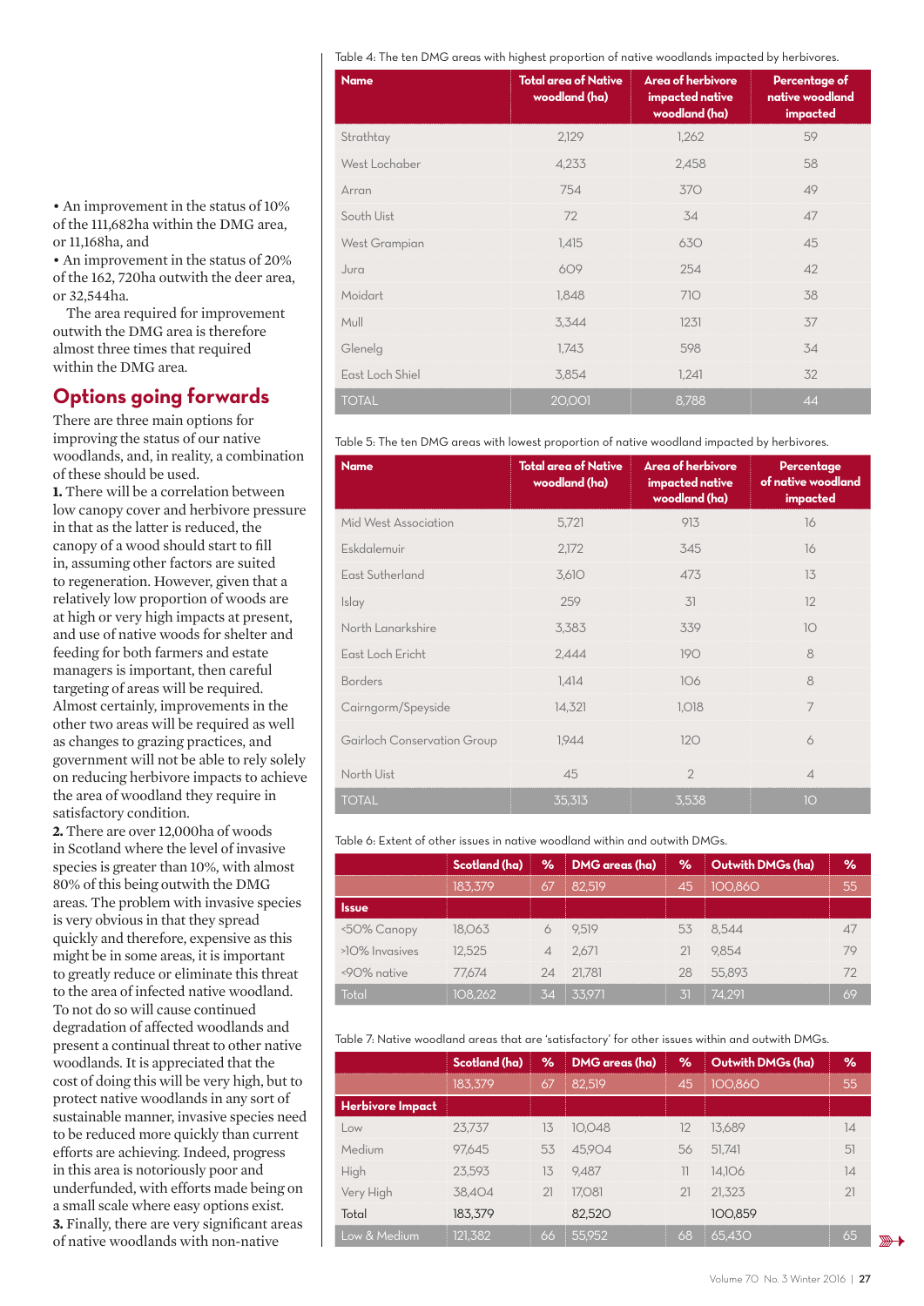• An improvement in the status of 10% of the 111,682ha within the DMG area, or 11,168ha, and

• An improvement in the status of 20% of the 162, 720ha outwith the deer area, or 32,544ha.

The area required for improvement outwith the DMG area is therefore almost three times that required within the DMG area.

## Options going forwards

There are three main options for improving the status of our native woodlands, and, in reality, a combination of these should be used.

**1.** There will be a correlation between low canopy cover and herbivore pressure in that as the latter is reduced, the canopy of a wood should start to fill in, assuming other factors are suited to regeneration. However, given that a relatively low proportion of woods are at high or very high impacts at present, and use of native woods for shelter and feeding for both farmers and estate managers is important, then careful targeting of areas will be required. Almost certainly, improvements in the other two areas will be required as well as changes to grazing practices, and government will not be able to rely solely on reducing herbivore impacts to achieve the area of woodland they require in satisfactory condition.

**2.** There are over 12,000ha of woods in Scotland where the level of invasive species is greater than 10%, with almost 80% of this being outwith the DMG areas. The problem with invasive species is very obvious in that they spread quickly and therefore, expensive as this might be in some areas, it is important to greatly reduce or eliminate this threat to the area of infected native woodland. To not do so will cause continued degradation of affected woodlands and present a continual threat to other native woodlands. It is appreciated that the cost of doing this will be very high, but to protect native woodlands in any sort of sustainable manner, invasive species need to be reduced more quickly than current efforts are achieving. Indeed, progress in this area is notoriously poor and underfunded, with efforts made being on a small scale where easy options exist.

**3.** Finally, there are very significant areas of native woodlands with non-native

Table 4: The ten DMG areas with highest proportion of native woodlands impacted by herbivores.

| Name | Total area of Native woodland (ha) | Area of herbivore impacted native woodland (ha) | Percentage of native woodland impacted |
|---|---|---|---|
| Strathtay | 2,129 | 1,262 | 59 |
| West Lochaber | 4,233 | 2,458 | 58 |
| Arran | 754 | 370 | 49 |
| South Uist | 72 | 34 | 47 |
| West Grampian | 1,415 | 630 | 45 |
| Jura | 609 | 254 | 42 |
| Moidart | 1,848 | 710 | 38 |
| Mull | 3,344 | 1231 | 37 |
| Glenelg | 1,743 | 598 | 34 |
| East Loch Shiel | 3,854 | 1,241 | 32 |
| TOTAL | 20,001 | 8,788 | 44 |

Table 5: The ten DMG areas with lowest proportion of native woodland impacted by herbivores.

| Name | Total area of Native woodland (ha) | Area of herbivore impacted native woodland (ha) | Percentage of native woodland impacted |
|---|---|---|---|
| Mid West Association | 5,721 | 913 | 16 |
| Eskdalemuir | 2,172 | 345 | 16 |
| East Sutherland | 3,610 | 473 | 13 |
| Islay | 259 | 31 | 12 |
| North Lanarkshire | 3,383 | 339 | 10 |
| East Loch Ericht | 2,444 | 190 | 8 |
| Borders | 1,414 | 106 | 8 |
| Cairngorm/Speyside | 14,321 | 1,018 | 7 |
| Gairloch Conservation Group | 1,944 | 120 | 6 |
| North Uist | 45 | 2 | 4 |
| TOTAL | 35,313 | 3,538 | 10 |

Table 6: Extent of other issues in native woodland within and outwith DMGs.

| | Scotland (ha) | % | DMG areas (ha) | % | Outwith DMGs (ha) | % |
|---|---|---|---|---|---|---|
| | 183,379 | 67 | 82,519 | 45 | 100,860 | 55 |
| **Issue** | | | | | | |
| <50% Canopy | 18,063 | 6 | 9,519 | 53 | 8,544 | 47 |
| >10% Invasives | 12,525 | 4 | 2,671 | 21 | 9,854 | 79 |
| <90% native | 77,674 | 24 | 21,781 | 28 | 55,893 | 72 |
| Total | 108,262 | 34 | 33,971 | 31 | 74,291 | 69 |

Table 7: Native woodland areas that are 'satisfactory' for other issues within and outwith DMGs.

| | Scotland (ha) | % | DMG areas (ha) | % | Outwith DMGs (ha) | % |
|---|---|---|---|---|---|---|
| | 183,379 | 67 | 82,519 | 45 | 100,860 | 55 |
| **Herbivore Impact** | | | | | | |
| Low | 23,737 | 13 | 10,048 | 12 | 13,689 | 14 |
| Medium | 97,645 | 53 | 45,904 | 56 | 51,741 | 51 |
| High | 23,593 | 13 | 9,487 | 11 | 14,106 | 14 |
| Very High | 38,404 | 21 | 17,081 | 21 | 21,323 | 21 |
| Total | 183,379 | | 82,520 | | 100,859 | |
| Low & Medium | 121,382 | 66 | 55,952 | 68 | 65,430 | 65 |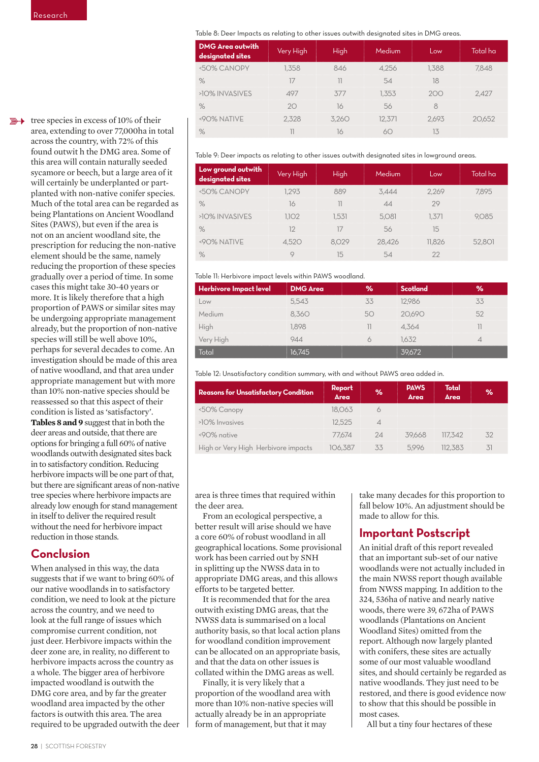tree species in excess of 10% of their area, extending to over 77,000ha in total across the country, with 72% of this found outwit h the DMG area. Some of this area will contain naturally seeded sycamore or beech, but a large area of it will certainly be underplanted or part-planted with non-native conifer species. Much of the total area can be regarded as being Plantations on Ancient Woodland Sites (PAWS), but even if the area is not on an ancient woodland site, the prescription for reducing the non-native element should be the same, namely reducing the proportion of these species gradually over a period of time. In some cases this might take 30-40 years or more. It is likely therefore that a high proportion of PAWS or similar sites may be undergoing appropriate management already, but the proportion of non-native species will still be well above 10%, perhaps for several decades to come. An investigation should be made of this area of native woodland, and that area under appropriate management but with more than 10% non-native species should be reassessed so that this aspect of their condition is listed as 'satisfactory'. **Tables 8 and 9** suggest that in both the deer areas and outside, that there are options for bringing a full 60% of native woodlands outwith designated sites back in to satisfactory condition. Reducing herbivore impacts will be one part of that, but there are significant areas of non-native tree species where herbivore impacts are already low enough for stand management in itself to deliver the required result without the need for herbivore impact reduction in those stands.

Table 8: Deer Impacts as relating to other issues outwith designated sites in DMG areas.

| DMG Area outwith designated sites | Very High | High | Medium | Low | Total ha |
|---|---|---|---|---|---|
| <50% CANOPY | 1,358 | 846 | 4,256 | 1,388 | 7,848 |
| % | 17 | 11 | 54 | 18 | |
| >10% INVASIVES | 497 | 377 | 1,353 | 200 | 2,427 |
| % | 20 | 16 | 56 | 8 | |
| <90% NATIVE | 2,328 | 3,260 | 12,371 | 2,693 | 20,652 |
| % | 11 | 16 | 60 | 13 | |

Table 9: Deer impacts as relating to other issues outwith designated sites in lowground areas.

| Low ground outwith designated sites | Very High | High | Medium | Low | Total ha |
|---|---|---|---|---|---|
| <50% CANOPY | 1,293 | 889 | 3,444 | 2,269 | 7,895 |
| % | 16 | 11 | 44 | 29 | |
| >10% INVASIVES | 1,102 | 1,531 | 5,081 | 1,371 | 9,085 |
| % | 12 | 17 | 56 | 15 | |
| <90% NATIVE | 4,520 | 8,029 | 28,426 | 11,826 | 52,801 |
| % | 9 | 15 | 54 | 22 | |

Table 11: Herbivore impact levels within PAWS woodland.

| Herbivore Impact level | DMG Area | % | Scotland | % |
|---|---|---|---|---|
| Low | 5,543 | 33 | 12,986 | 33 |
| Medium | 8,360 | 50 | 20,690 | 52 |
| High | 1,898 | 11 | 4,364 | 11 |
| Very High | 944 | 6 | 1,632 | 4 |
| Total | 16,745 | | 39,672 | |

Table 12: Unsatisfactory condition summary, with and without PAWS area added in.

| Reasons for Unsatisfactory Condition | Report Area | % | PAWS Area | Total Area | % |
|---|---|---|---|---|---|
| <50% Canopy | 18,063 | 6 | | | |
| >10% Invasives | 12,525 | 4 | | | |
| <90% native | 77,674 | 24 | 39,668 | 117,342 | 32 |
| High or Very High Herbivore impacts | 106,387 | 33 | 5,996 | 112,383 | 31 |

## Conclusion

When analysed in this way, the data suggests that if we want to bring 60% of our native woodlands in to satisfactory condition, we need to look at the picture across the country, and we need to look at the full range of issues which compromise current condition, not just deer. Herbivore impacts within the deer zone are, in reality, no different to herbivore impacts across the country as a whole. The bigger area of herbivore impacted woodland is outwith the DMG core area, and by far the greater woodland area impacted by the other factors is outwith this area. The area required to be upgraded outwith the deer area is three times that required within the deer area.

From an ecological perspective, a better result will arise should we have a core 60% of robust woodland in all geographical locations. Some provisional work has been carried out by SNH in splitting up the NWSS data in to appropriate DMG areas, and this allows efforts to be targeted better.

It is recommended that for the area outwith existing DMG areas, that the NWSS data is summarised on a local authority basis, so that local action plans for woodland condition improvement can be allocated on an appropriate basis, and that the data on other issues is collated within the DMG areas as well.

Finally, it is very likely that a proportion of the woodland area with more than 10% non-native species will actually already be in an appropriate form of management, but that it may take many decades for this proportion to fall below 10%. An adjustment should be made to allow for this.

## Important Postscript

An initial draft of this report revealed that an important sub-set of our native woodlands were not actually included in the main NWSS report though available from NWSS mapping. In addition to the 324, 536ha of native and nearly native woods, there were 39, 672ha of PAWS woodlands (Plantations on Ancient Woodland Sites) omitted from the report. Although now largely planted with conifers, these sites are actually some of our most valuable woodland sites, and should certainly be regarded as native woodlands. They just need to be restored, and there is good evidence now to show that this should be possible in most cases.

All but a tiny four hectares of these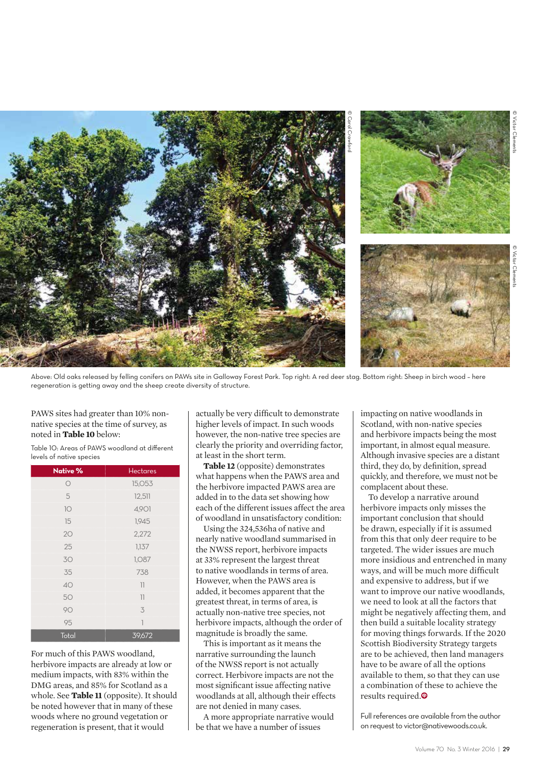Above: Old oaks released by felling conifers on PAWs site in Galloway Forest Park. Top right: A red deer stag. Bottom right: Sheep in birch wood – here regeneration is getting away and the sheep create diversity of structure.

PAWS sites had greater than 10% non-native species at the time of survey, as noted in **Table 10** below:

Table 10: Areas of PAWS woodland at different levels of native species

| Native % | Hectares |
|---|---|
| 0 | 15,053 |
| 5 | 12,511 |
| 10 | 4,901 |
| 15 | 1,945 |
| 20 | 2,272 |
| 25 | 1,137 |
| 30 | 1,087 |
| 35 | 738 |
| 40 | 11 |
| 50 | 11 |
| 90 | 3 |
| 95 | 1 |
| Total | 39,672 |

For much of this PAWS woodland, herbivore impacts are already at low or medium impacts, with 83% within the DMG areas, and 85% for Scotland as a whole. See **Table 11** (opposite). It should be noted however that in many of these woods where no ground vegetation or regeneration is present, that it would actually be very difficult to demonstrate higher levels of impact. In such woods however, the non-native tree species are clearly the priority and overriding factor, at least in the short term.

**Table 12** (opposite) demonstrates what happens when the PAWS area and the herbivore impacted PAWS area are added in to the data set showing how each of the different issues affect the area of woodland in unsatisfactory condition:

Using the 324,536ha of native and nearly native woodland summarised in the NWSS report, herbivore impacts at 33% represent the largest threat to native woodlands in terms of area. However, when the PAWS area is added, it becomes apparent that the greatest threat, in terms of area, is actually non-native tree species, not herbivore impacts, although the order of magnitude is broadly the same.

This is important as it means the narrative surrounding the launch of the NWSS report is not actually correct. Herbivore impacts are not the most significant issue affecting native woodlands at all, although their effects are not denied in many cases.

A more appropriate narrative would be that we have a number of issues impacting on native woodlands in Scotland, with non-native species and herbivore impacts being the most important, in almost equal measure. Although invasive species are a distant third, they do, by definition, spread quickly, and therefore, we must not be complacent about these.

To develop a narrative around herbivore impacts only misses the important conclusion that should be drawn, especially if it is assumed from this that only deer require to be targeted. The wider issues are much more insidious and entrenched in many ways, and will be much more difficult and expensive to address, but if we want to improve our native woodlands, we need to look at all the factors that might be negatively affecting them, and then build a suitable locality strategy for moving things forwards. If the 2020 Scottish Biodiversity Strategy targets are to be achieved, then land managers have to be aware of all the options available to them, so that they can use a combination of these to achieve the results required.

Full references are available from the author on request to victor@nativewoods.co.uk.